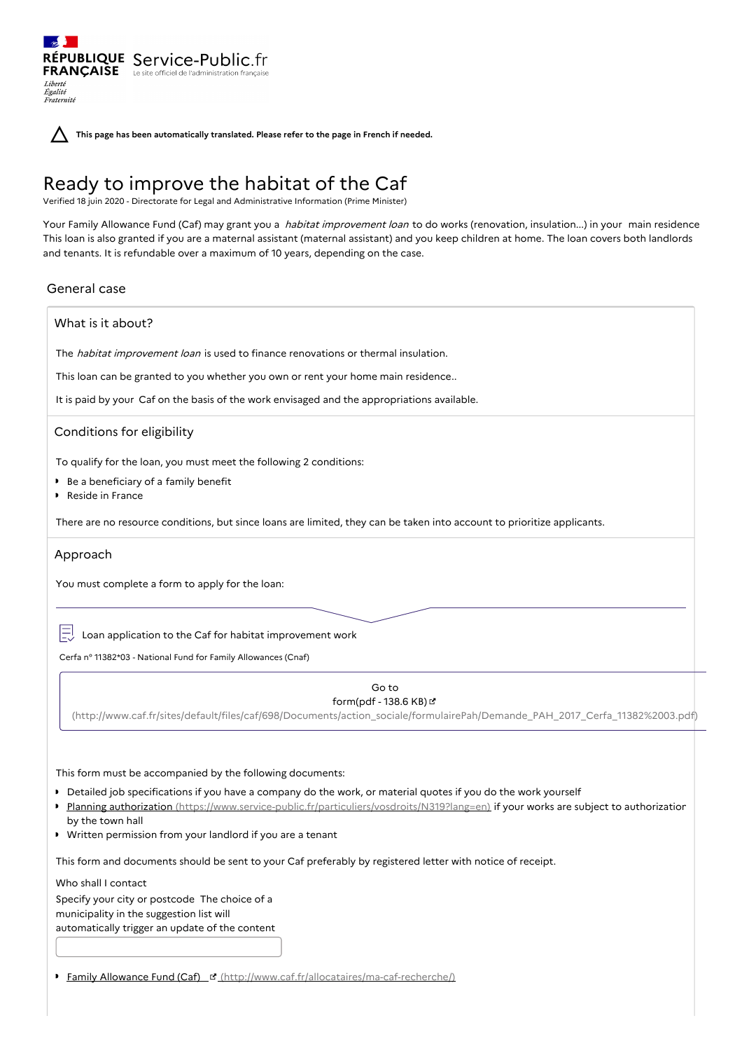RÉPUBLIQUE FRANÇAISE

*Liberté*
*Égalité*
*Fraternité*

Service-Public.fr
Le site officiel de l'administration française

**This page has been automatically translated. Please refer to the page in French if needed.**

# Ready to improve the habitat of the Caf

Verified 18 juin 2020 - Directorate for Legal and Administrative Information (Prime Minister)

Your Family Allowance Fund (Caf) may grant you a *habitat improvement loan* to do works (renovation, insulation...) in your main residence This loan is also granted if you are a maternal assistant (maternal assistant) and you keep children at home. The loan covers both landlords and tenants. It is refundable over a maximum of 10 years, depending on the case.

## General case

### What is it about?

The *habitat improvement loan* is used to finance renovations or thermal insulation.

This loan can be granted to you whether you own or rent your home main residence..

It is paid by your Caf on the basis of the work envisaged and the appropriations available.

### Conditions for eligibility

To qualify for the loan, you must meet the following 2 conditions:

- Be a beneficiary of a family benefit
- Reside in France

There are no resource conditions, but since loans are limited, they can be taken into account to prioritize applicants.

### Approach

You must complete a form to apply for the loan:

Loan application to the Caf for habitat improvement work

Cerfa n° 11382*03 - National Fund for Family Allowances (Cnaf)

Go to form(pdf - 138.6 KB) (http://www.caf.fr/sites/default/files/caf/698/Documents/action_sociale/formulairePah/Demande_PAH_2017_Cerfa_11382%2003.pdf)

This form must be accompanied by the following documents:

- Detailed job specifications if you have a company do the work, or material quotes if you do the work yourself
- Planning authorization (https://www.service-public.fr/particuliers/vosdroits/N319?lang=en) if your works are subject to authorization by the town hall
- Written permission from your landlord if you are a tenant

This form and documents should be sent to your Caf preferably by registered letter with notice of receipt.

Who shall I contact

Specify your city or postcode The choice of a municipality in the suggestion list will automatically trigger an update of the content

- Family Allowance Fund (Caf) (http://www.caf.fr/allocataires/ma-caf-recherche/)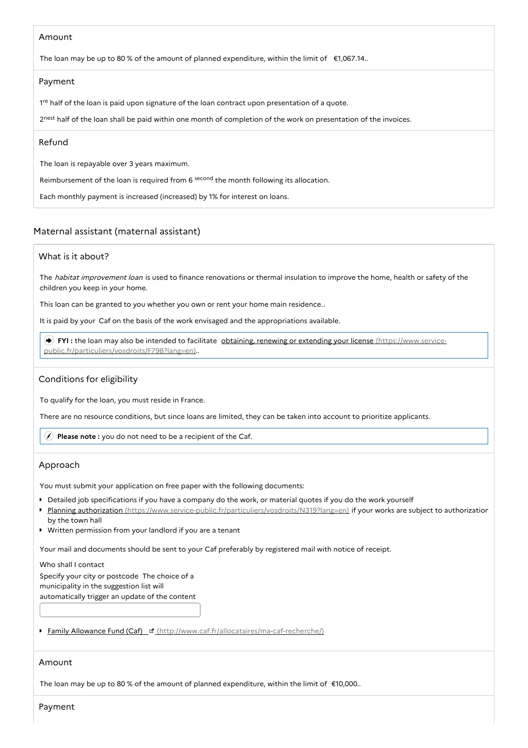### Amount

The loan may be up to 80 % of the amount of planned expenditure, within the limit of €1,067.14..

### Payment

1re half of the loan is paid upon signature of the loan contract upon presentation of a quote.

2nest half of the loan shall be paid within one month of completion of the work on presentation of the invoices.

### Refund

The loan is repayable over 3 years maximum.

Reimbursement of the loan is required from 6 second the month following its allocation.

Each monthly payment is increased (increased) by 1% for interest on loans.

## Maternal assistant (maternal assistant)

### What is it about?

The *habitat improvement loan* is used to finance renovations or thermal insulation to improve the home, health or safety of the children you keep in your home.

This loan can be granted to you whether you own or rent your home main residence..

It is paid by your Caf on the basis of the work envisaged and the appropriations available.

> **FYI :** the loan may also be intended to facilitate obtaining, renewing or extending your license (https://www.service-public.fr/particuliers/vosdroits/F798?lang=en)..

### Conditions for eligibility

To qualify for the loan, you must reside in France.

There are no resource conditions, but since loans are limited, they can be taken into account to prioritize applicants.

> **Please note :** you do not need to be a recipient of the Caf.

### Approach

You must submit your application on free paper with the following documents:

- Detailed job specifications if you have a company do the work, or material quotes if you do the work yourself
- Planning authorization (https://www.service-public.fr/particuliers/vosdroits/N319?lang=en) if your works are subject to authorization by the town hall
- Written permission from your landlord if you are a tenant

Your mail and documents should be sent to your Caf preferably by registered mail with notice of receipt.

Who shall I contact

Specify your city or postcode The choice of a municipality in the suggestion list will automatically trigger an update of the content

- Family Allowance Fund (Caf) (http://www.caf.fr/allocataires/ma-caf-recherche/)

### Amount

The loan may be up to 80 % of the amount of planned expenditure, within the limit of €10,000..

### Payment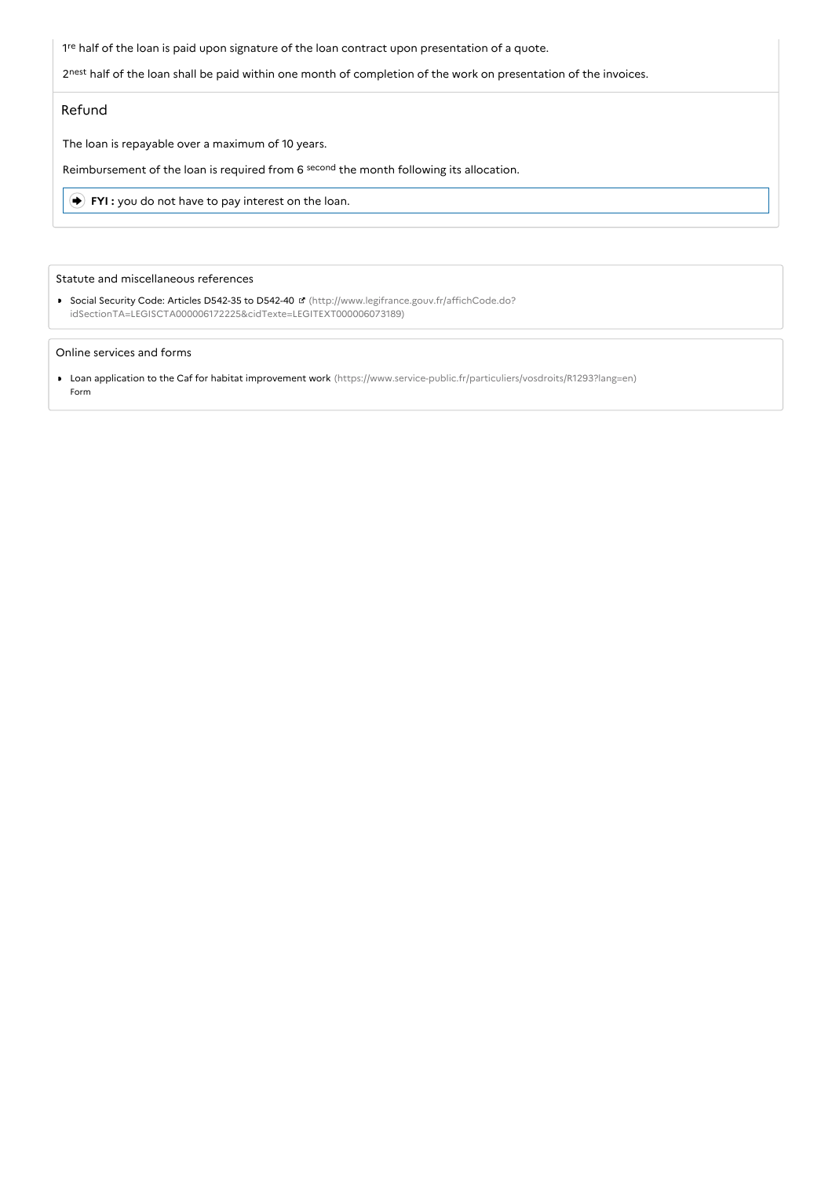1[re] half of the loan is paid upon signature of the loan contract upon presentation of a quote.

2[nest] half of the loan shall be paid within one month of completion of the work on presentation of the invoices.

## Refund

The loan is repayable over a maximum of 10 years.

Reimbursement of the loan is required from 6 [second] the month following its allocation.

> **FYI :** you do not have to pay interest on the loan.

### Statute and miscellaneous references

- Social Security Code: Articles D542-35 to D542-40 (http://www.legifrance.gouv.fr/affichCode.do?idSectionTA=LEGISCTA000006172225&cidTexte=LEGITEXT000006073189)

### Online services and forms

- Loan application to the Caf for habitat improvement work (https://www.service-public.fr/particuliers/vosdroits/R1293?lang=en)
  Form